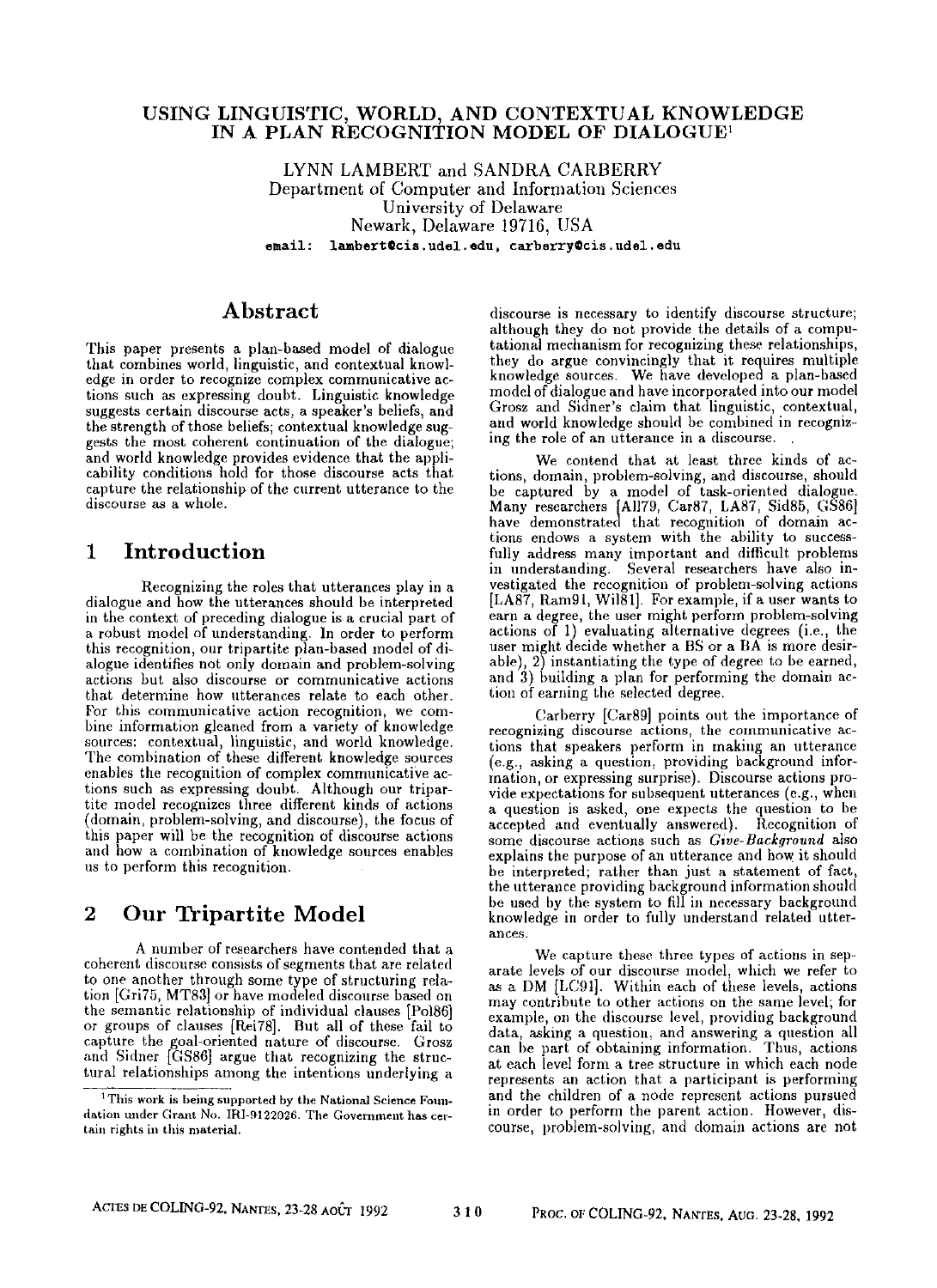# USING LINGUISTIC, WORLD, AND CONTEXTUAL KNOWLEDGE IN A PLAN RECOGNITION MODEL OF DIALOGUE[1]

LYNN LAMBERT and SANDRA CARBERRY
Department of Computer and Information Sciences
University of Delaware
Newark, Delaware 19716, USA
email: lambert@cis.udel.edu, carberry@cis.udel.edu

## Abstract

This paper presents a plan-based model of dialogue that combines world, linguistic, and contextual knowledge in order to recognize complex communicative actions such as expressing doubt. Linguistic knowledge suggests certain discourse acts, a speaker's beliefs, and the strength of those beliefs; contextual knowledge suggests the most coherent continuation of the dialogue; and world knowledge provides evidence that the applicability conditions hold for those discourse acts that capture the relationship of the current utterance to the discourse as a whole.

## 1 Introduction

Recognizing the roles that utterances play in a dialogue and how the utterances should be interpreted in the context of preceding dialogue is a crucial part of a robust model of understanding. In order to perform this recognition, our tripartite plan-based model of dialogue identifies not only domain and problem-solving actions but also discourse or communicative actions that determine how utterances relate to each other. For this communicative action recognition, we combine information gleaned from a variety of knowledge sources: contextual, linguistic, and world knowledge. The combination of these different knowledge sources enables the recognition of complex communicative actions such as expressing doubt. Although our tripartite model recognizes three different kinds of actions (domain, problem-solving, and discourse), the focus of this paper will be the recognition of discourse actions and how a combination of knowledge sources enables us to perform this recognition.

## 2 Our Tripartite Model

A number of researchers have contended that a coherent discourse consists of segments that are related to one another through some type of structuring relation [Gri75, MT83] or have modeled discourse based on the semantic relationship of individual clauses [Pol86] or groups of clauses [Rei78]. But all of these fail to capture the goal-oriented nature of discourse. Grosz and Sidner [GS86] argue that recognizing the structural relationships among the intentions underlying a discourse is necessary to identify discourse structure; although they do not provide the details of a computational mechanism for recognizing these relationships, they do argue convincingly that it requires multiple knowledge sources. We have developed a plan-based model of dialogue and have incorporated into our model Grosz and Sidner's claim that linguistic, contextual, and world knowledge should be combined in recognizing the role of an utterance in a discourse.

We contend that at least three kinds of actions, domain, problem-solving, and discourse, should be captured by a model of task-oriented dialogue. Many researchers [All79, Car87, LA87, Sid85, GS86] have demonstrated that recognition of domain actions endows a system with the ability to successfully address many important and difficult problems in understanding. Several researchers have also investigated the recognition of problem-solving actions [LA87, Ram91, Wil81]. For example, if a user wants to earn a degree, the user might perform problem-solving actions of 1) evaluating alternative degrees (i.e., the user might decide whether a BS or a BA is more desirable), 2) instantiating the type of degree to be earned, and 3) building a plan for performing the domain action of earning the selected degree.

Carberry [Car89] points out the importance of recognizing discourse actions, the communicative actions that speakers perform in making an utterance (e.g., asking a question, providing background information, or expressing surprise). Discourse actions provide expectations for subsequent utterances (e.g., when a question is asked, one expects the question to be accepted and eventually answered). Recognition of some discourse actions such as *Give-Background* also explains the purpose of an utterance and how it should be interpreted; rather than just a statement of fact, the utterance providing background information should be used by the system to fill in necessary background knowledge in order to fully understand related utterances.

We capture these three types of actions in separate levels of our discourse model, which we refer to as a DM [LC91]. Within each of these levels, actions may contribute to other actions on the same level; for example, on the discourse level, providing background data, asking a question, and answering a question all can be part of obtaining information. Thus, actions at each level form a tree structure in which each node represents an action that a participant is performing and the children of a node represent actions pursued in order to perform the parent action. However, discourse, problem-solving, and domain actions are not

[1] This work is being supported by the National Science Foundation under Grant No. IRI-9122026. The Government has certain rights in this material.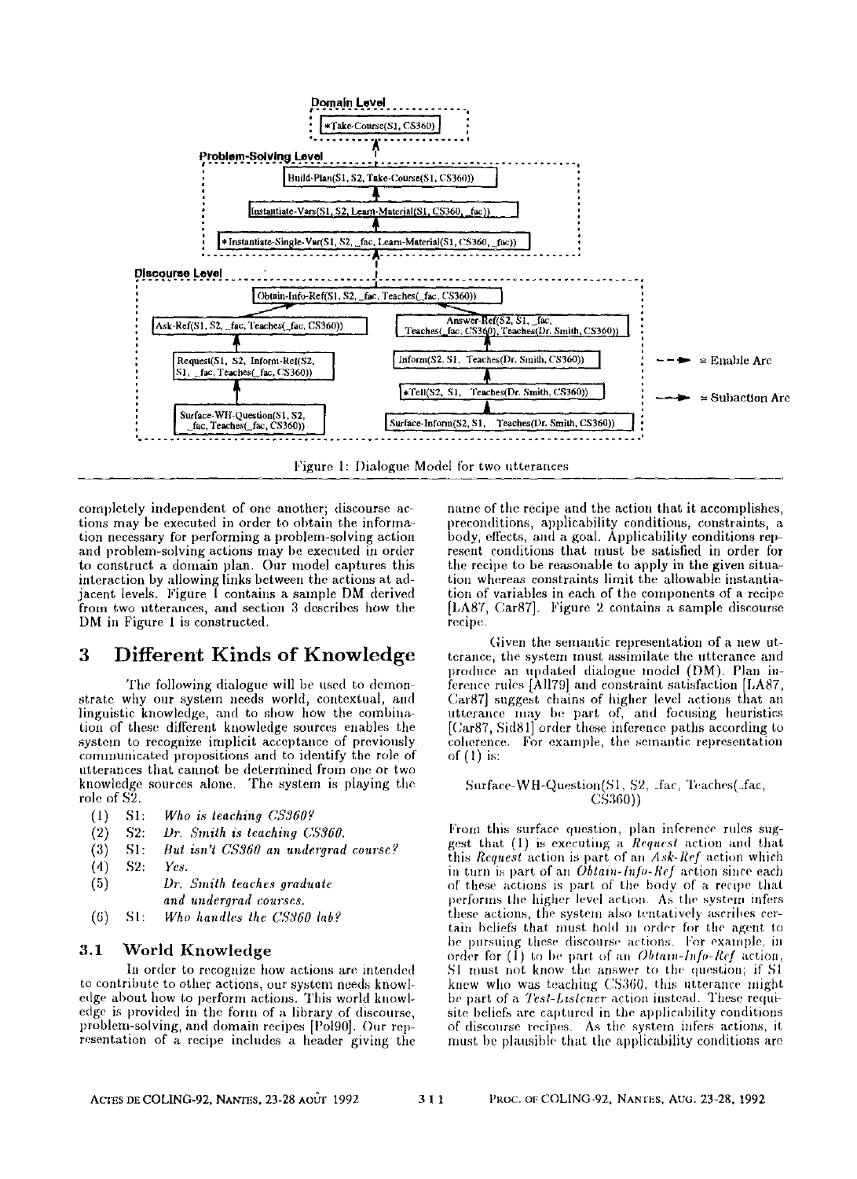Domain Level

*Take-Course(S1, CS360)

Problem-Solving Level

Build-Plan(S1, S2, Take-Course(S1, CS360))

Instantiate-Vars(S1, S2, Learn-Material(S1, CS360, _fac))

*Instantiate-Single-Var(S1, S2, _fac, Learn-Material(S1, CS360, _fac))

Discourse Level

Obtain-Info-Ref(S1, S2, _fac, Teaches(_fac, CS360))

Ask-Ref(S1, S2, _fac, Teaches(_fac, CS360))

Request(S1, S2, Inform-Ref(S2, S1, _fac, Teaches(_fac, CS360))

Surface-WH-Question(S1, S2, _fac, Teaches(_fac, CS360))

Answer-Ref(S2, S1, _fac, Teaches(_fac, CS360), Teaches(Dr. Smith, CS360))

Inform(S2, S1, Teaches(Dr. Smith, CS360))

*Tell(S2, S1, Teaches(Dr. Smith, CS360))

Surface-Inform(S2, S1, Teaches(Dr. Smith, CS360))

= Enable Arc

= Subaction Arc

Figure 1: Dialogue Model for two utterances

completely independent of one another; discourse actions may be executed in order to obtain the information necessary for performing a problem-solving action and problem-solving actions may be executed in order to construct a domain plan. Our model captures this interaction by allowing links between the actions at adjacent levels. Figure 1 contains a sample DM derived from two utterances, and section 3 describes how the DM in Figure 1 is constructed.

## 3 Different Kinds of Knowledge

The following dialogue will be used to demonstrate why our system needs world, contextual, and linguistic knowledge, and to show how the combination of these different knowledge sources enables the system to recognize implicit acceptance of previously communicated propositions and to identify the role of utterances that cannot be determined from one or two knowledge sources alone. The system is playing the role of S2.

(1) S1: *Who is teaching CS360?*
(2) S2: *Dr. Smith is teaching CS360.*
(3) S1: *But isn't CS360 an undergrad course?*
(4) S2: *Yes.*
(5) *Dr. Smith teaches graduate and undergrad courses.*
(6) S1: *Who handles the CS360 lab?*

### 3.1 World Knowledge

In order to recognize how actions are intended to contribute to other actions, our system needs knowledge about how to perform actions. This world knowledge is provided in the form of a library of discourse, problem-solving, and domain recipes [Pol90]. Our representation of a recipe includes a header giving the name of the recipe and the action that it accomplishes, preconditions, applicability conditions, constraints, a body, effects, and a goal. Applicability conditions represent conditions that must be satisfied in order for the recipe to be reasonable to apply in the given situation whereas constraints limit the allowable instantiation of variables in each of the components of a recipe [LA87, Car87]. Figure 2 contains a sample discourse recipe.

Given the semantic representation of a new utterance, the system must assimilate the utterance and produce an updated dialogue model (DM). Plan inference rules [All79] and constraint satisfaction [LA87, Car87] suggest chains of higher level actions that an utterance may be part of, and focusing heuristics [Car87, Sid81] order these inference paths according to coherence. For example, the semantic representation of (1) is:

Surface-WH-Question(S1, S2, _fac, Teaches(_fac, CS360))

From this surface question, plan inference rules suggest that (1) is executing a *Request* action and that this *Request* action is part of an *Ask-Ref* action which in turn is part of an *Obtain-Info-Ref* action since each of these actions is part of the body of a recipe that performs the higher level action. As the system infers these actions, the system also tentatively ascribes certain beliefs that must hold in order for the agent to be pursuing these discourse actions. For example, in order for (1) to be part of an *Obtain-Info-Ref* action, S1 must not know the answer to the question; if S1 knew who was teaching CS360, this utterance might be part of a *Test-Listener* action instead. These requisite beliefs are captured in the applicability conditions of discourse recipes. As the system infers actions, it must be plausible that the applicability conditions are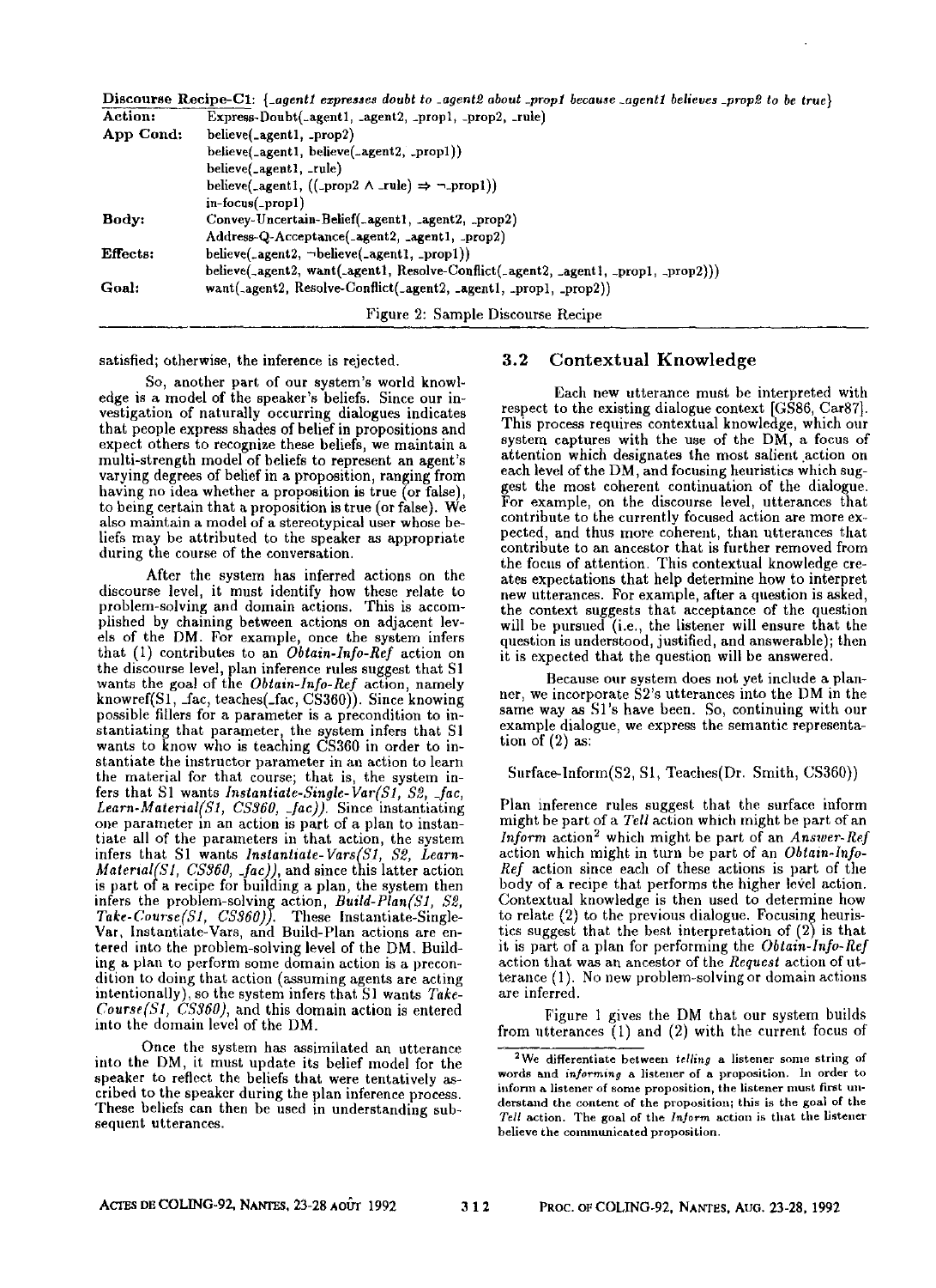**Discourse Recipe-C1:** {*_agent1 expresses doubt to _agent2 about _prop1 because _agent1 believes _prop2 to be true*}

| | |
|---|---|
| **Action:** | Express-Doubt(_agent1, _agent2, _prop1, _prop2, _rule) |
| **App Cond:** | believe(_agent1, _prop2) |
| | believe(_agent1, believe(_agent2, _prop1)) |
| | believe(_agent1, _rule) |
| | believe(_agent1, ((_prop2 $\wedge$ _rule) $\Rightarrow$ $\neg$_prop1)) |
| | in-focus(_prop1) |
| **Body:** | Convey-Uncertain-Belief(_agent1, _agent2, _prop2) |
| | Address-Q-Acceptance(_agent2, _agent1, _prop2) |
| **Effects:** | believe(_agent2, $\neg$believe(_agent1, _prop1)) |
| | believe(_agent2, want(_agent1, Resolve-Conflict(_agent2, _agent1, _prop1, _prop2))) |
| **Goal:** | want(_agent2, Resolve-Conflict(_agent2, _agent1, _prop1, _prop2)) |

Figure 2: Sample Discourse Recipe

satisfied; otherwise, the inference is rejected.

So, another part of our system's world knowledge is a model of the speaker's beliefs. Since our investigation of naturally occurring dialogues indicates that people express shades of belief in propositions and expect others to recognize these beliefs, we maintain a multi-strength model of beliefs to represent an agent's varying degrees of belief in a proposition, ranging from having no idea whether a proposition is true (or false), to being certain that a proposition is true (or false). We also maintain a model of a stereotypical user whose beliefs may be attributed to the speaker as appropriate during the course of the conversation.

After the system has inferred actions on the discourse level, it must identify how these relate to problem-solving and domain actions. This is accomplished by chaining between actions on adjacent levels of the DM. For example, once the system infers that (1) contributes to an *Obtain-Info-Ref* action on the discourse level, plan inference rules suggest that S1 wants the goal of the *Obtain-Info-Ref* action, namely knowref(S1, _fac, teaches(_fac, CS360)). Since knowing possible fillers for a parameter is a precondition to instantiating that parameter, the system infers that S1 wants to know who is teaching CS360 in order to instantiate the instructor parameter in an action to learn the material for that course; that is, the system infers that S1 wants *Instantiate-Single-Var(S1, S2, _fac, Learn-Material(S1, CS360, _fac))*. Since instantiating one parameter in an action is part of a plan to instantiate all of the parameters in that action, the system infers that S1 wants *Instantiate-Vars(S1, S2, Learn-Material(S1, CS360, _fac))*, and since this latter action is part of a recipe for building a plan, the system then infers the problem-solving action, *Build-Plan(S1, S2, Take-Course(S1, CS360))*. These Instantiate-Single-Var, Instantiate-Vars, and Build-Plan actions are entered into the problem-solving level of the DM. Building a plan to perform some domain action is a precondition to doing that action (assuming agents are acting intentionally), so the system infers that S1 wants *Take-Course(S1, CS360)*, and this domain action is entered into the domain level of the DM.

Once the system has assimilated an utterance into the DM, it must update its belief model for the speaker to reflect the beliefs that were tentatively ascribed to the speaker during the plan inference process. These beliefs can then be used in understanding subsequent utterances.

## 3.2 Contextual Knowledge

Each new utterance must be interpreted with respect to the existing dialogue context [GS86, Car87]. This process requires contextual knowledge, which our system captures with the use of the DM, a focus of attention which designates the most salient action on each level of the DM, and focusing heuristics which suggest the most coherent continuation of the dialogue. For example, on the discourse level, utterances that contribute to the currently focused action are more expected, and thus more coherent, than utterances that contribute to an ancestor that is further removed from the focus of attention. This contextual knowledge creates expectations that help determine how to interpret new utterances. For example, after a question is asked, the context suggests that acceptance of the question will be pursued (i.e., the listener will ensure that the question is understood, justified, and answerable); then it is expected that the question will be answered.

Because our system does not yet include a planner, we incorporate S2's utterances into the DM in the same way as S1's have been. So, continuing with our example dialogue, we express the semantic representation of (2) as:

Surface-Inform(S2, S1, Teaches(Dr. Smith, CS360))

Plan inference rules suggest that the surface inform might be part of a *Tell* action which might be part of an *Inform* action[2] which might be part of an *Answer-Ref* action which might in turn be part of an *Obtain-Info-Ref* action since each of these actions is part of the body of a recipe that performs the higher level action. Contextual knowledge is then used to determine how to relate (2) to the previous dialogue. Focusing heuristics suggest that the best interpretation of (2) is that it is part of a plan for performing the *Obtain-Info-Ref* action that was an ancestor of the *Request* action of utterance (1). No new problem-solving or domain actions are inferred.

Figure 1 gives the DM that our system builds from utterances (1) and (2) with the current focus of

[2] We differentiate between *telling* a listener some string of words and *informing* a listener of a proposition. In order to inform a listener of some proposition, the listener must first understand the content of the proposition; this is the goal of the *Tell* action. The goal of the *Inform* action is that the listener believe the communicated proposition.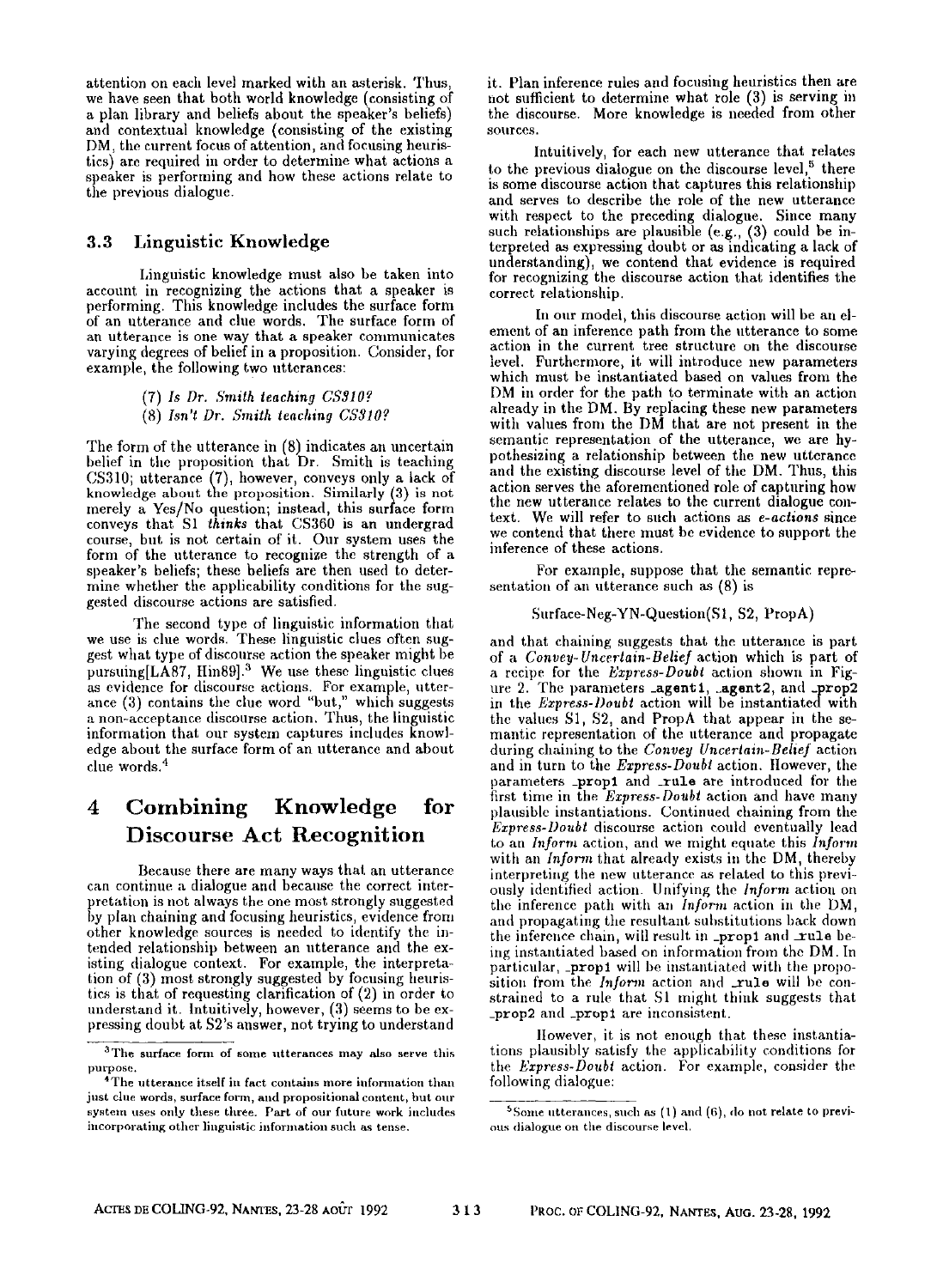attention on each level marked with an asterisk. Thus, we have seen that both world knowledge (consisting of a plan library and beliefs about the speaker's beliefs) and contextual knowledge (consisting of the existing DM, the current focus of attention, and focusing heuristics) are required in order to determine what actions a speaker is performing and how these actions relate to the previous dialogue.

### 3.3 Linguistic Knowledge

Linguistic knowledge must also be taken into account in recognizing the actions that a speaker is performing. This knowledge includes the surface form of an utterance and clue words. The surface form of an utterance is one way that a speaker communicates varying degrees of belief in a proposition. Consider, for example, the following two utterances:

> (7) *Is Dr. Smith teaching CS310?*
> (8) *Isn't Dr. Smith teaching CS310?*

The form of the utterance in (8) indicates an uncertain belief in the proposition that Dr. Smith is teaching CS310; utterance (7), however, conveys only a lack of knowledge about the proposition. Similarly (3) is not merely a Yes/No question; instead, this surface form conveys that S1 *thinks* that CS360 is an undergrad course, but is not certain of it. Our system uses the form of the utterance to recognize the strength of a speaker's beliefs; these beliefs are then used to determine whether the applicability conditions for the suggested discourse actions are satisfied.

The second type of linguistic information that we use is clue words. These linguistic clues often suggest what type of discourse action the speaker might be pursuing[LA87, Hin89].[3] We use these linguistic clues as evidence for discourse actions. For example, utterance (3) contains the clue word "but," which suggests a non-acceptance discourse action. Thus, the linguistic information that our system captures includes knowledge about the surface form of an utterance and about clue words.[4]

## 4 Combining Knowledge for Discourse Act Recognition

Because there are many ways that an utterance can continue a dialogue and because the correct interpretation is not always the one most strongly suggested by plan chaining and focusing heuristics, evidence from other knowledge sources is needed to identify the intended relationship between an utterance and the existing dialogue context. For example, the interpretation of (3) most strongly suggested by focusing heuristics is that of requesting clarification of (2) in order to understand it. Intuitively, however, (3) seems to be expressing doubt at S2's answer, not trying to understand it. Plan inference rules and focusing heuristics then are not sufficient to determine what role (3) is serving in the discourse. More knowledge is needed from other sources.

Intuitively, for each new utterance that relates to the previous dialogue on the discourse level,[5] there is some discourse action that captures this relationship and serves to describe the role of the new utterance with respect to the preceding dialogue. Since many such relationships are plausible (e.g., (3) could be interpreted as expressing doubt or as indicating a lack of understanding), we contend that evidence is required for recognizing the discourse action that identifies the correct relationship.

In our model, this discourse action will be an element of an inference path from the utterance to some action in the current tree structure on the discourse level. Furthermore, it will introduce new parameters which must be instantiated based on values from the DM in order for the path to terminate with an action already in the DM. By replacing these new parameters with values from the DM that are not present in the semantic representation of the utterance, we are hypothesizing a relationship between the new utterance and the existing discourse level of the DM. Thus, this action serves the aforementioned role of capturing how the new utterance relates to the current dialogue context. We will refer to such actions as *e-actions* since we contend that there must be evidence to support the inference of these actions.

For example, suppose that the semantic representation of an utterance such as (8) is

Surface-Neg-YN-Question(S1, S2, PropA)

and that chaining suggests that the utterance is part of a *Convey-Uncertain-Belief* action which is part of a recipe for the *Express-Doubt* action shown in Figure 2. The parameters `_agent1`, `_agent2`, and `_prop2` in the *Express-Doubt* action will be instantiated with the values S1, S2, and PropA that appear in the semantic representation of the utterance and propagate during chaining to the *Convey Uncertain-Belief* action and in turn to the *Express-Doubt* action. However, the parameters `_prop1` and `_rule` are introduced for the first time in the *Express-Doubt* action and have many plausible instantiations. Continued chaining from the *Express-Doubt* discourse action could eventually lead to an *Inform* action, and we might equate this *Inform* with an *Inform* that already exists in the DM, thereby interpreting the new utterance as related to this previously identified action. Unifying the *Inform* action on the inference path with an *Inform* action in the DM, and propagating the resultant substitutions back down the inference chain, will result in `_prop1` and `_rule` being instantiated based on information from the DM. In particular, `_prop1` will be instantiated with the proposition from the *Inform* action and `_rule` will be constrained to a rule that S1 might think suggests that `_prop2` and `_prop1` are inconsistent.

However, it is not enough that these instantiations plausibly satisfy the applicability conditions for the *Express-Doubt* action. For example, consider the following dialogue:

[3] The surface form of some utterances may also serve this purpose.

[4] The utterance itself in fact contains more information than just clue words, surface form, and propositional content, but our system uses only these three. Part of our future work includes incorporating other linguistic information such as tense.

[5] Some utterances, such as (1) and (6), do not relate to previous dialogue on the discourse level.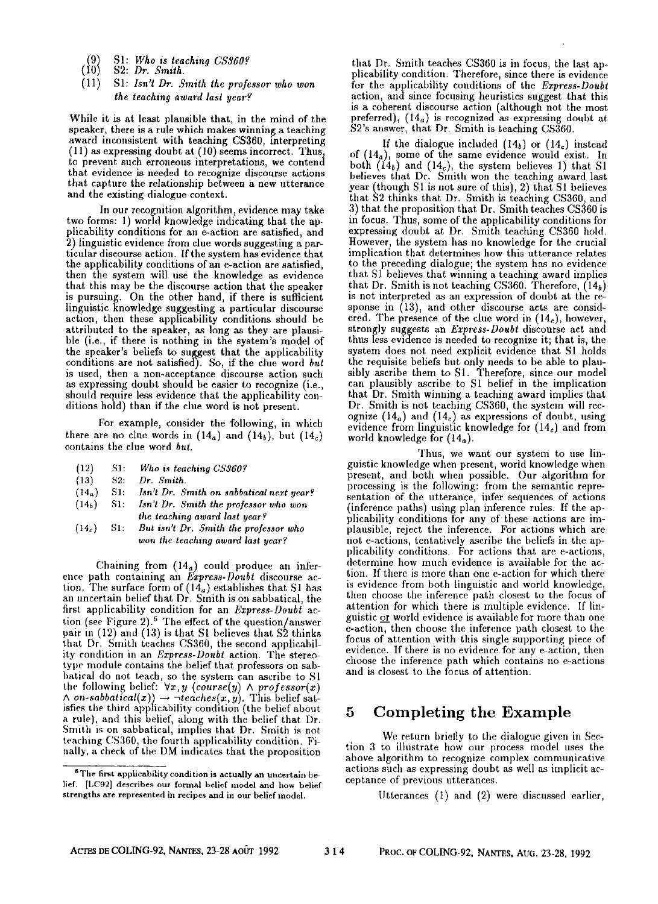(9) S1: *Who is teaching CS360?*
(10) S2: *Dr. Smith.*
(11) S1: *Isn't Dr. Smith the professor who won the teaching award last year?*

While it is at least plausible that, in the mind of the speaker, there is a rule which makes winning a teaching award inconsistent with teaching CS360, interpreting (11) as expressing doubt at (10) seems incorrect. Thus, to prevent such erroneous interpretations, we contend that evidence is needed to recognize discourse actions that capture the relationship between a new utterance and the existing dialogue context.

In our recognition algorithm, evidence may take two forms: 1) world knowledge indicating that the applicability conditions for an e-action are satisfied, and 2) linguistic evidence from clue words suggesting a particular discourse action. If the system has evidence that the applicability conditions of an e-action are satisfied, then the system will use the knowledge as evidence that this may be the discourse action that the speaker is pursuing. On the other hand, if there is sufficient linguistic knowledge suggesting a particular discourse action, then these applicability conditions should be attributed to the speaker, as long as they are plausible (i.e., if there is nothing in the system's model of the speaker's beliefs to suggest that the applicability conditions are not satisfied). So, if the clue word *but* is used, then a non-acceptance discourse action such as expressing doubt should be easier to recognize (i.e., should require less evidence that the applicability conditions hold) than if the clue word is not present.

For example, consider the following, in which there are no clue words in ($14_a$) and ($14_b$), but ($14_c$) contains the clue word *but*.

(12) S1: *Who is teaching CS360?*
(13) S2: *Dr. Smith.*
($14_a$) S1: *Isn't Dr. Smith on sabbatical next year?*
($14_b$) S1: *Isn't Dr. Smith the professor who won the teaching award last year?*
($14_c$) S1: *But isn't Dr. Smith the professor who won the teaching award last year?*

Chaining from ($14_a$) could produce an inference path containing an *Express-Doubt* discourse action. The surface form of ($14_a$) establishes that S1 has an uncertain belief that Dr. Smith is on sabbatical, the first applicability condition for an *Express-Doubt* action (see Figure 2).[6] The effect of the question/answer pair in (12) and (13) is that S1 believes that S2 thinks that Dr. Smith teaches CS360, the second applicability condition in an *Express-Doubt* action. The stereotype module contains the belief that professors on sabbatical do not teach, so the system can ascribe to S1 the following belief: $\forall x, y\ (course(y) \wedge professor(x) \wedge on\text{-}sabbatical(x)) \rightarrow \neg teaches(x, y)$. This belief satisfies the third applicability condition (the belief about a rule), and this belief, along with the belief that Dr. Smith is on sabbatical, implies that Dr. Smith is not teaching CS360, the fourth applicability condition. Finally, a check of the DM indicates that the proposition that Dr. Smith teaches CS360 is in focus, the last applicability condition. Therefore, since there is evidence for the applicability conditions of the *Express-Doubt* action, and since focusing heuristics suggest that this is a coherent discourse action (although not the most preferred), ($14_a$) is recognized as expressing doubt at S2's answer, that Dr. Smith is teaching CS360.

If the dialogue included ($14_b$) or ($14_c$) instead of ($14_a$), some of the same evidence would exist. In both ($14_b$) and ($14_c$), the system believes 1) that S1 believes that Dr. Smith won the teaching award last year (though S1 is not sure of this), 2) that S1 believes that S2 thinks that Dr. Smith is teaching CS360, and 3) that the proposition that Dr. Smith teaches CS360 is in focus. Thus, some of the applicability conditions for expressing doubt at Dr. Smith teaching CS360 hold. However, the system has no knowledge for the crucial implication that determines how this utterance relates to the preceding dialogue; the system has no evidence that S1 believes that winning a teaching award implies that Dr. Smith is not teaching CS360. Therefore, ($14_b$) is not interpreted as an expression of doubt at the response in (13), and other discourse acts are considered. The presence of the clue word in ($14_c$), however, strongly suggests an *Express-Doubt* discourse act and thus less evidence is needed to recognize it; that is, the system does not need explicit evidence that S1 holds the requisite beliefs but only needs to be able to plausibly ascribe them to S1. Therefore, since our model can plausibly ascribe to S1 belief in the implication that Dr. Smith winning a teaching award implies that Dr. Smith is not teaching CS360, the system will recognize ($14_a$) and ($14_c$) as expressions of doubt, using evidence from linguistic knowledge for ($14_c$) and from world knowledge for ($14_a$).

Thus, we want our system to use linguistic knowledge when present, world knowledge when present, and both when possible. Our algorithm for processing is the following: from the semantic representation of the utterance, infer sequences of actions (inference paths) using plan inference rules. If the applicability conditions for any of these actions are implausible, reject the inference. For actions which are not e-actions, tentatively ascribe the beliefs in the applicability conditions. For actions that are e-actions, determine how much evidence is available for the action. If there is more than one e-action for which there is evidence from both linguistic and world knowledge, then choose the inference path closest to the focus of attention for which there is multiple evidence. If linguistic or world evidence is available for more than one e-action, then choose the inference path closest to the focus of attention with this single supporting piece of evidence. If there is no evidence for any e-action, then choose the inference path which contains no e-actions and is closest to the focus of attention.

## 5 Completing the Example

We return briefly to the dialogue given in Section 3 to illustrate how our process model uses the above algorithm to recognize complex communicative actions such as expressing doubt as well as implicit acceptance of previous utterances.

Utterances (1) and (2) were discussed earlier,

[6] The first applicability condition is actually an uncertain belief. [LC92] describes our formal belief model and how belief strengths are represented in recipes and in our belief model.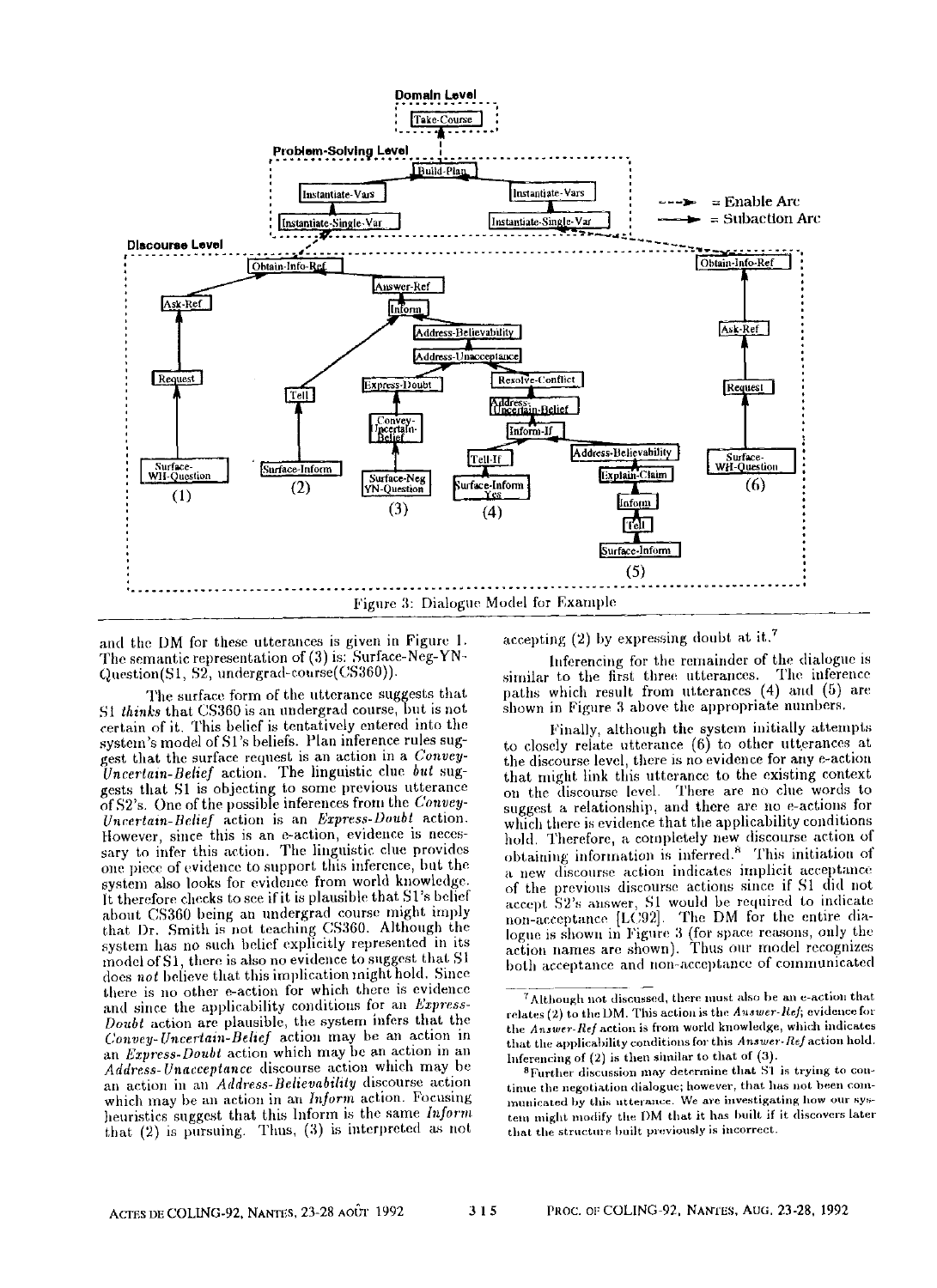Figure 3: Dialogue Model for Example

and the DM for these utterances is given in Figure 1. The semantic representation of (3) is: Surface-Neg-YN-Question(S1, S2, undergrad-course(CS360)).

The surface form of the utterance suggests that S1 *thinks* that CS360 is an undergrad course, but is not certain of it. This belief is tentatively entered into the system's model of S1's beliefs. Plan inference rules suggest that the surface request is an action in a *Convey-Uncertain-Belief* action. The linguistic clue *but* suggests that S1 is objecting to some previous utterance of S2's. One of the possible inferences from the *Convey-Uncertain-Belief* action is an *Express-Doubt* action. However, since this is an e-action, evidence is necessary to infer this action. The linguistic clue provides one piece of evidence to support this inference, but the system also looks for evidence from world knowledge. It therefore checks to see if it is plausible that S1's belief about CS360 being an undergrad course might imply that Dr. Smith is not teaching CS360. Although the system has no such belief explicitly represented in its model of S1, there is also no evidence to suggest that S1 does *not* believe that this implication might hold. Since there is no other e-action for which there is evidence and since the applicability conditions for an *Express-Doubt* action are plausible, the system infers that the *Convey-Uncertain-Belief* action may be an action in an *Express-Doubt* action which may be an action in an *Address-Unacceptance* discourse action which may be an action in an *Address-Believability* discourse action which may be an action in an *Inform* action. Focusing heuristics suggest that this Inform is the same *Inform* that (2) is pursuing. Thus, (3) is interpreted as not accepting (2) by expressing doubt at it.[7]

Inferencing for the remainder of the dialogue is similar to the first three utterances. The inference paths which result from utterances (4) and (5) are shown in Figure 3 above the appropriate numbers.

Finally, although the system initially attempts to closely relate utterance (6) to other utterances at the discourse level, there is no evidence for any e-action that might link this utterance to the existing context on the discourse level. There are no clue words to suggest a relationship, and there are no e-actions for which there is evidence that the applicability conditions hold. Therefore, a completely new discourse action of obtaining information is inferred.[8] This initiation of a new discourse action indicates implicit acceptance of the previous discourse actions since if S1 did not accept S2's answer, S1 would be required to indicate non-acceptance [LC92]. The DM for the entire dialogue is shown in Figure 3 (for space reasons, only the action names are shown). Thus our model recognizes both acceptance and non-acceptance of communicated

---

[7] Although not discussed, there must also be an e-action that relates (2) to the DM. This action is the *Answer-Ref*; evidence for the *Answer-Ref* action is from world knowledge, which indicates that the applicability conditions for this *Answer-Ref* action hold. Inferencing of (2) is then similar to that of (3).

[8] Further discussion may determine that S1 is trying to continue the negotiation dialogue; however, that has not been communicated by this utterance. We are investigating how our system might modify the DM that it has built if it discovers later that the structure built previously is incorrect.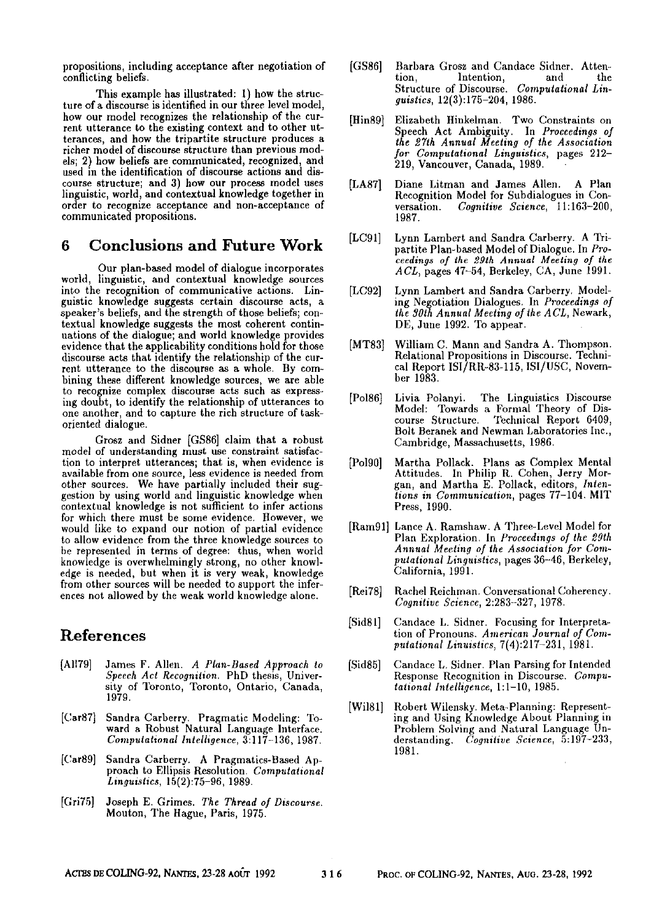propositions, including acceptance after negotiation of conflicting beliefs.

This example has illustrated: 1) how the structure of a discourse is identified in our three level model, how our model recognizes the relationship of the current utterance to the existing context and to other utterances, and how the tripartite structure produces a richer model of discourse structure than previous models; 2) how beliefs are communicated, recognized, and used in the identification of discourse actions and discourse structure; and 3) how our process model uses linguistic, world, and contextual knowledge together in order to recognize acceptance and non-acceptance of communicated propositions.

## 6 Conclusions and Future Work

Our plan-based model of dialogue incorporates world, linguistic, and contextual knowledge sources into the recognition of communicative actions. Linguistic knowledge suggests certain discourse acts, a speaker's beliefs, and the strength of those beliefs; contextual knowledge suggests the most coherent continuations of the dialogue; and world knowledge provides evidence that the applicability conditions hold for those discourse acts that identify the relationship of the current utterance to the discourse as a whole. By combining these different knowledge sources, we are able to recognize complex discourse acts such as expressing doubt, to identify the relationship of utterances to one another, and to capture the rich structure of task-oriented dialogue.

Grosz and Sidner [GS86] claim that a robust model of understanding must use constraint satisfaction to interpret utterances; that is, when evidence is available from one source, less evidence is needed from other sources. We have partially included their suggestion by using world and linguistic knowledge when contextual knowledge is not sufficient to infer actions for which there must be some evidence. However, we would like to expand our notion of partial evidence to allow evidence from the three knowledge sources to be represented in terms of degree: thus, when world knowledge is overwhelmingly strong, no other knowledge is needed, but when it is very weak, knowledge from other sources will be needed to support the inferences not allowed by the weak world knowledge alone.

## References

[All79] James F. Allen. *A Plan-Based Approach to Speech Act Recognition*. PhD thesis, University of Toronto, Toronto, Ontario, Canada, 1979.

[Car87] Sandra Carberry. Pragmatic Modeling: Toward a Robust Natural Language Interface. *Computational Intelligence*, 3:117–136, 1987.

[Car89] Sandra Carberry. A Pragmatics-Based Approach to Ellipsis Resolution. *Computational Linguistics*, 15(2):75–96, 1989.

[Gri75] Joseph E. Grimes. *The Thread of Discourse*. Mouton, The Hague, Paris, 1975.

[GS86] Barbara Grosz and Candace Sidner. Attention, Intention, and the Structure of Discourse. *Computational Linguistics*, 12(3):175–204, 1986.

[Hin89] Elizabeth Hinkelman. Two Constraints on Speech Act Ambiguity. In *Proceedings of the 27th Annual Meeting of the Association for Computational Linguistics*, pages 212–219, Vancouver, Canada, 1989.

[LA87] Diane Litman and James Allen. A Plan Recognition Model for Subdialogues in Conversation. *Cognitive Science*, 11:163–200, 1987.

[LC91] Lynn Lambert and Sandra Carberry. A Tripartite Plan-based Model of Dialogue. In *Proceedings of the 29th Annual Meeting of the ACL*, pages 47–54, Berkeley, CA, June 1991.

[LC92] Lynn Lambert and Sandra Carberry. Modeling Negotiation Dialogues. In *Proceedings of the 30th Annual Meeting of the ACL*, Newark, DE, June 1992. To appear.

[MT83] William C. Mann and Sandra A. Thompson. Relational Propositions in Discourse. Technical Report ISI/RR-83-115, ISI/USC, November 1983.

[Pol86] Livia Polanyi. The Linguistics Discourse Model: Towards a Formal Theory of Discourse Structure. Technical Report 6409, Bolt Beranek and Newman Laboratories Inc., Cambridge, Massachusetts, 1986.

[Pol90] Martha Pollack. Plans as Complex Mental Attitudes. In Philip R. Cohen, Jerry Morgan, and Martha E. Pollack, editors, *Intentions in Communication*, pages 77–104. MIT Press, 1990.

[Ram91] Lance A. Ramshaw. A Three-Level Model for Plan Exploration. In *Proceedings of the 29th Annual Meeting of the Association for Computational Linguistics*, pages 36–46, Berkeley, California, 1991.

[Rei78] Rachel Reichman. Conversational Coherency. *Cognitive Science*, 2:283–327, 1978.

[Sid81] Candace L. Sidner. Focusing for Interpretation of Pronouns. *American Journal of Computational Linuistics*, 7(4):217–231, 1981.

[Sid85] Candace L. Sidner. Plan Parsing for Intended Response Recognition in Discourse. *Computational Intelligence*, 1:1–10, 1985.

[Wil81] Robert Wilensky. Meta-Planning: Representing and Using Knowledge About Planning in Problem Solving and Natural Language Understanding. *Cognitive Science*, 5:197–233, 1981.